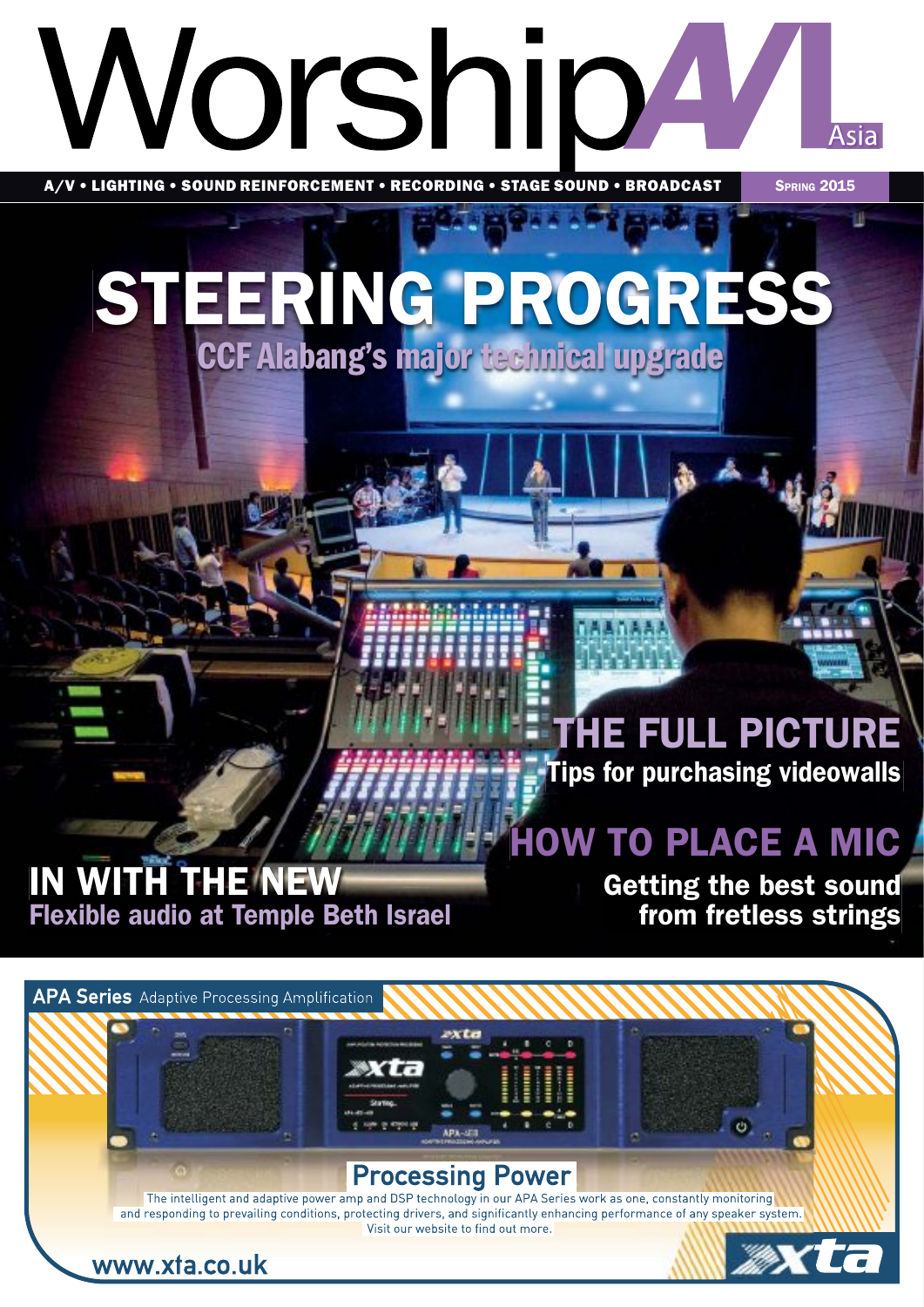# WorshipAVL Asia

A/V • LIGHTING • SOUND REINFORCEMENT • RECORDING • STAGE SOUND • BROADCAST

SPRING 2015

## STEERING PROGRESS

CCF Alabang's major technical upgrade

## THE FULL PICTURE

Tips for purchasing videowalls

## HOW TO PLACE A MIC

Getting the best sound from fretless strings

## IN WITH THE NEW

Flexible audio at Temple Beth Israel

**APA Series** Adaptive Processing Amplification

### Processing Power

The intelligent and adaptive power amp and DSP technology in our APA Series work as one, constantly monitoring and responding to prevailing conditions, protecting drivers, and significantly enhancing performance of any speaker system. Visit our website to find out more.

www.xta.co.uk

xta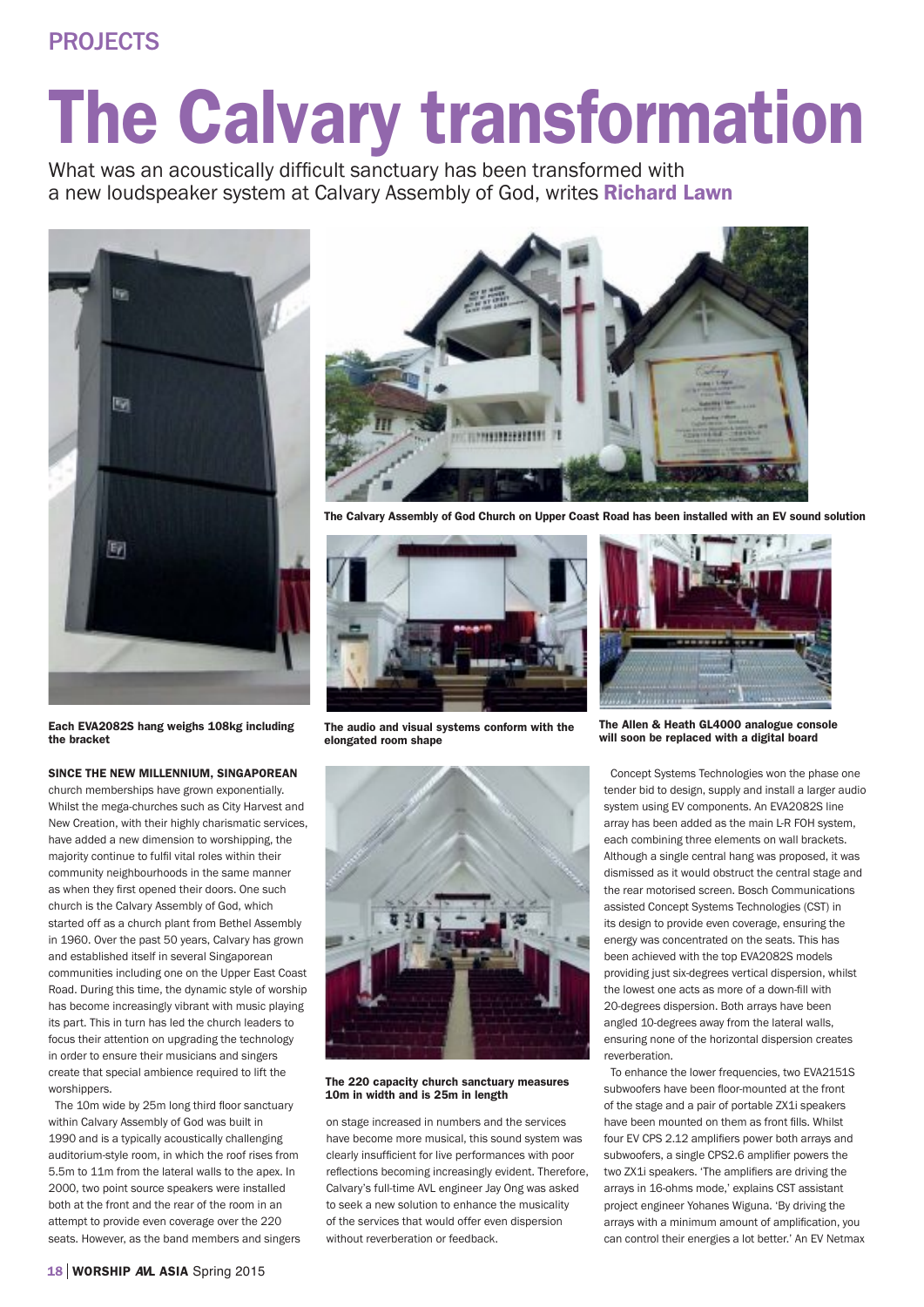# The Calvary transformation

What was an acoustically difficult sanctuary has been transformed with a new loudspeaker system at Calvary Assembly of God, writes **Richard Lawn**

**Each EVA2082S hang weighs 108kg including the bracket**

**The Calvary Assembly of God Church on Upper Coast Road has been installed with an EV sound solution**

**The audio and visual systems conform with the elongated room shape**

**The Allen & Heath GL4000 analogue console will soon be replaced with a digital board**

**The 220 capacity church sanctuary measures 10m in width and is 25m in length**

**SINCE THE NEW MILLENNIUM, SINGAPOREAN** church memberships have grown exponentially. Whilst the mega-churches such as City Harvest and New Creation, with their highly charismatic services, have added a new dimension to worshipping, the majority continue to fulfil vital roles within their community neighbourhoods in the same manner as when they first opened their doors. One such church is the Calvary Assembly of God, which started off as a church plant from Bethel Assembly in 1960. Over the past 50 years, Calvary has grown and established itself in several Singaporean communities including one on the Upper East Coast Road. During this time, the dynamic style of worship has become increasingly vibrant with music playing its part. This in turn has led the church leaders to focus their attention on upgrading the technology in order to ensure their musicians and singers create that special ambience required to lift the worshippers.

The 10m wide by 25m long third floor sanctuary within Calvary Assembly of God was built in 1990 and is a typically acoustically challenging auditorium-style room, in which the roof rises from 5.5m to 11m from the lateral walls to the apex. In 2000, two point source speakers were installed both at the front and the rear of the room in an attempt to provide even coverage over the 220 seats. However, as the band members and singers on stage increased in numbers and the services have become more musical, this sound system was clearly insufficient for live performances with poor reflections becoming increasingly evident. Therefore, Calvary's full-time AVL engineer Jay Ong was asked to seek a new solution to enhance the musicality of the services that would offer even dispersion without reverberation or feedback.

Concept Systems Technologies won the phase one tender bid to design, supply and install a larger audio system using EV components. An EVA2082S line array has been added as the main L-R FOH system, each combining three elements on wall brackets. Although a single central hang was proposed, it was dismissed as it would obstruct the central stage and the rear motorised screen. Bosch Communications assisted Concept Systems Technologies (CST) in its design to provide even coverage, ensuring the energy was concentrated on the seats. This has been achieved with the top EVA2082S models providing just six-degrees vertical dispersion, whilst the lowest one acts as more of a down-fill with 20-degrees dispersion. Both arrays have been angled 10-degrees away from the lateral walls, ensuring none of the horizontal dispersion creates reverberation.

To enhance the lower frequencies, two EVA2151S subwoofers have been floor-mounted at the front of the stage and a pair of portable ZX1i speakers have been mounted on them as front fills. Whilst four EV CPS 2.12 amplifiers power both arrays and subwoofers, a single CPS2.6 amplifier powers the two ZX1i speakers. 'The amplifiers are driving the arrays in 16-ohms mode,' explains CST assistant project engineer Yohanes Wiguna. 'By driving the arrays with a minimum amount of amplification, you can control their energies a lot better.' An EV Netmax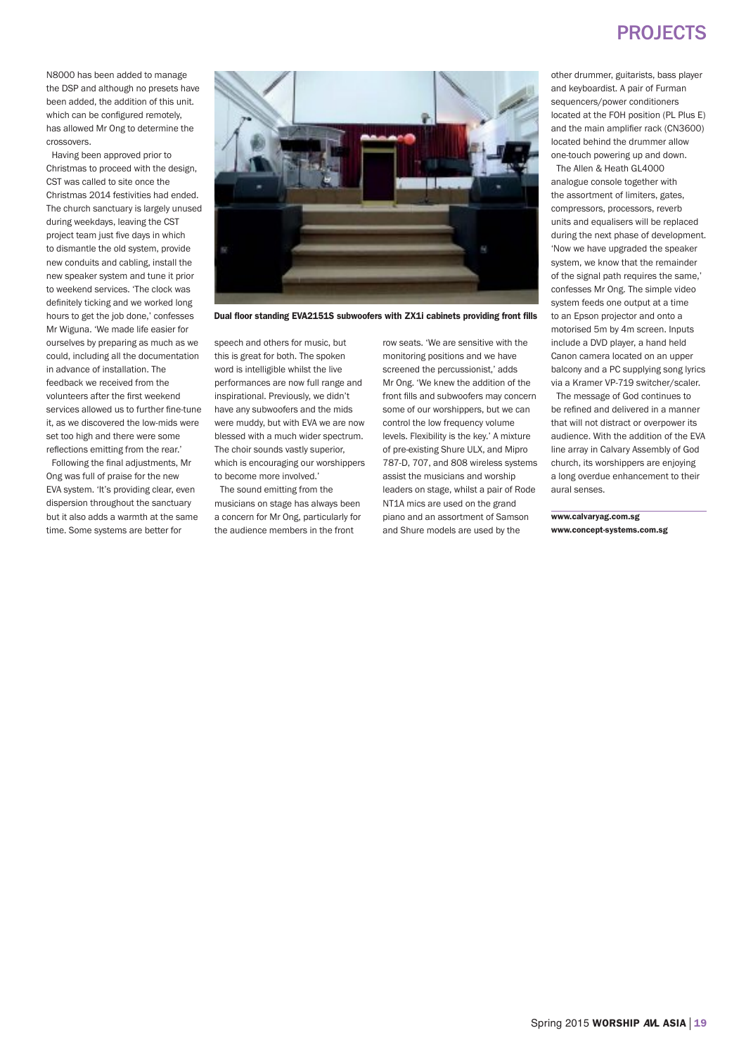N8000 has been added to manage the DSP and although no presets have been added, the addition of this unit. which can be configured remotely, has allowed Mr Ong to determine the crossovers.

Having been approved prior to Christmas to proceed with the design, CST was called to site once the Christmas 2014 festivities had ended. The church sanctuary is largely unused during weekdays, leaving the CST project team just five days in which to dismantle the old system, provide new conduits and cabling, install the new speaker system and tune it prior to weekend services. 'The clock was definitely ticking and we worked long hours to get the job done,' confesses Mr Wiguna. 'We made life easier for ourselves by preparing as much as we could, including all the documentation in advance of installation. The feedback we received from the volunteers after the first weekend services allowed us to further fine-tune it, as we discovered the low-mids were set too high and there were some reflections emitting from the rear.'

Following the final adjustments, Mr Ong was full of praise for the new EVA system. 'It's providing clear, even dispersion throughout the sanctuary but it also adds a warmth at the same time. Some systems are better for speech and others for music, but this is great for both. The spoken word is intelligible whilst the live performances are now full range and inspirational. Previously, we didn't have any subwoofers and the mids were muddy, but with EVA we are now blessed with a much wider spectrum. The choir sounds vastly superior, which is encouraging our worshippers to become more involved.'

**Dual floor standing EVA2151S subwoofers with ZX1i cabinets providing front fills**

The sound emitting from the musicians on stage has always been a concern for Mr Ong, particularly for the audience members in the front row seats. 'We are sensitive with the monitoring positions and we have screened the percussionist,' adds Mr Ong. 'We knew the addition of the front fills and subwoofers may concern some of our worshippers, but we can control the low frequency volume levels. Flexibility is the key.' A mixture of pre-existing Shure ULX, and Mipro 787-D, 707, and 808 wireless systems assist the musicians and worship leaders on stage, whilst a pair of Rode NT1A mics are used on the grand piano and an assortment of Samson and Shure models are used by the other drummer, guitarists, bass player and keyboardist. A pair of Furman sequencers/power conditioners located at the FOH position (PL Plus E) and the main amplifier rack (CN3600) located behind the drummer allow one-touch powering up and down.

The Allen & Heath GL4000 analogue console together with the assortment of limiters, gates, compressors, processors, reverb units and equalisers will be replaced during the next phase of development. 'Now we have upgraded the speaker system, we know that the remainder of the signal path requires the same,' confesses Mr Ong. The simple video system feeds one output at a time to an Epson projector and onto a motorised 5m by 4m screen. Inputs include a DVD player, a hand held Canon camera located on an upper balcony and a PC supplying song lyrics via a Kramer VP-719 switcher/scaler.

The message of God continues to be refined and delivered in a manner that will not distract or overpower its audience. With the addition of the EVA line array in Calvary Assembly of God church, its worshippers are enjoying a long overdue enhancement to their aural senses.

**www.calvaryag.com.sg**
**www.concept-systems.com.sg**